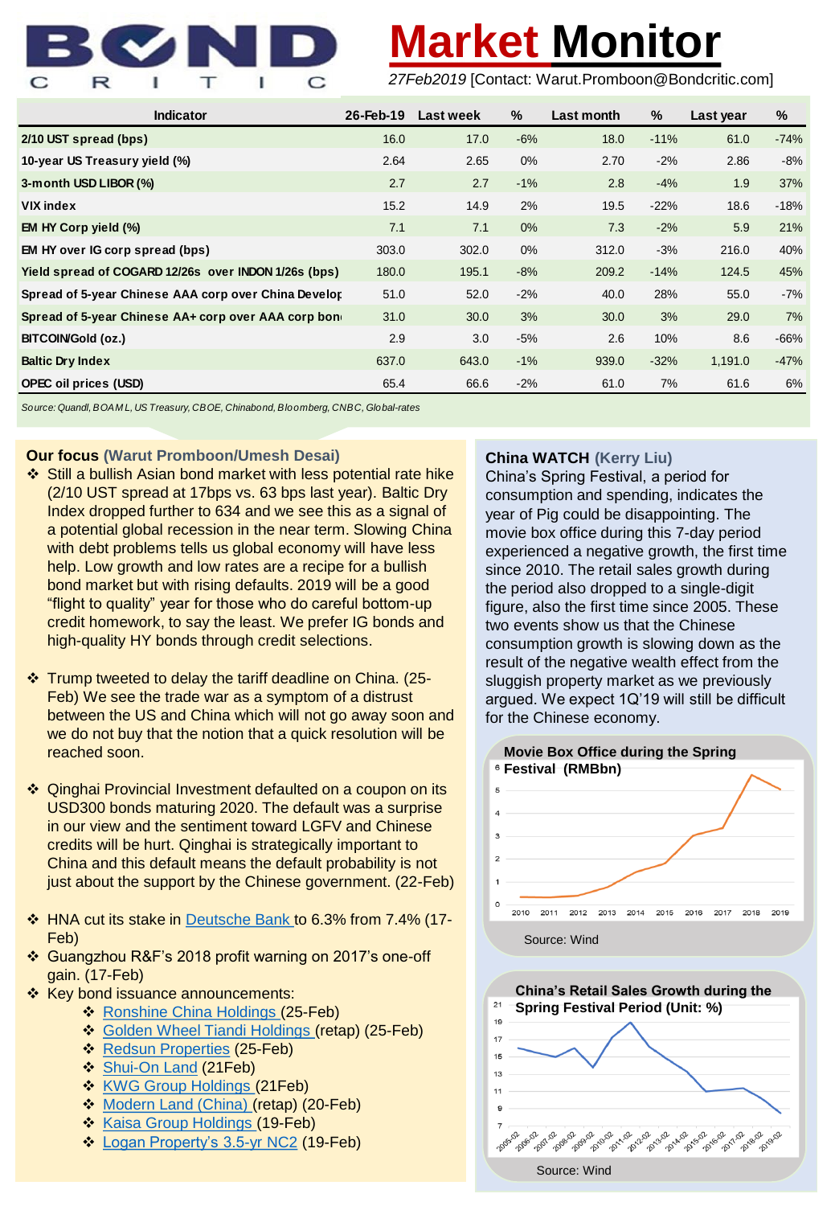# BOND CRITIC

# Market Monitor

*27Feb2019* [Contact: Warut.Promboon@Bondcritic.com]

| Indicator | 26-Feb-19 | Last week | % | Last month | % | Last year | % |
|---|---|---|---|---|---|---|---|
| 2/10 UST spread (bps) | 16.0 | 17.0 | -6% | 18.0 | -11% | 61.0 | -74% |
| 10-year US Treasury yield (%) | 2.64 | 2.65 | 0% | 2.70 | -2% | 2.86 | -8% |
| 3-month USD LIBOR (%) | 2.7 | 2.7 | -1% | 2.8 | -4% | 1.9 | 37% |
| VIX index | 15.2 | 14.9 | 2% | 19.5 | -22% | 18.6 | -18% |
| EM HY Corp yield (%) | 7.1 | 7.1 | 0% | 7.3 | -2% | 5.9 | 21% |
| EM HY over IG corp spread (bps) | 303.0 | 302.0 | 0% | 312.0 | -3% | 216.0 | 40% |
| Yield spread of COGARD 12/26s over INDON 1/26s (bps) | 180.0 | 195.1 | -8% | 209.2 | -14% | 124.5 | 45% |
| Spread of 5-year Chinese AAA corp over China Develop | 51.0 | 52.0 | -2% | 40.0 | 28% | 55.0 | -7% |
| Spread of 5-year Chinese AA+ corp over AAA corp bon | 31.0 | 30.0 | 3% | 30.0 | 3% | 29.0 | 7% |
| BITCOIN/Gold (oz.) | 2.9 | 3.0 | -5% | 2.6 | 10% | 8.6 | -66% |
| Baltic Dry Index | 637.0 | 643.0 | -1% | 939.0 | -32% | 1,191.0 | -47% |
| OPEC oil prices (USD) | 65.4 | 66.6 | -2% | 61.0 | 7% | 61.6 | 6% |

*Source: Quandl, BOAML, US Treasury, CBOE, Chinabond, Bloomberg, CNBC, Global-rates*

## Our focus (Warut Promboon/Umesh Desai)

- Still a bullish Asian bond market with less potential rate hike (2/10 UST spread at 17bps vs. 63 bps last year). Baltic Dry Index dropped further to 634 and we see this as a signal of a potential global recession in the near term. Slowing China with debt problems tells us global economy will have less help. Low growth and low rates are a recipe for a bullish bond market but with rising defaults. 2019 will be a good "flight to quality" year for those who do careful bottom-up credit homework, to say the least. We prefer IG bonds and high-quality HY bonds through credit selections.
- Trump tweeted to delay the tariff deadline on China. (25-Feb) We see the trade war as a symptom of a distrust between the US and China which will not go away soon and we do not buy that the notion that a quick resolution will be reached soon.
- Qinghai Provincial Investment defaulted on a coupon on its USD300 bonds maturing 2020. The default was a surprise in our view and the sentiment toward LGFV and Chinese credits will be hurt. Qinghai is strategically important to China and this default means the default probability is not just about the support by the Chinese government. (22-Feb)
- HNA cut its stake in Deutsche Bank to 6.3% from 7.4% (17-Feb)
- Guangzhou R&F's 2018 profit warning on 2017's one-off gain. (17-Feb)
- Key bond issuance announcements:
  - Ronshine China Holdings (25-Feb)
  - Golden Wheel Tiandi Holdings (retap) (25-Feb)
  - Redsun Properties (25-Feb)
  - Shui-On Land (21Feb)
  - KWG Group Holdings (21Feb)
  - Modern Land (China) (retap) (20-Feb)
  - Kaisa Group Holdings (19-Feb)
  - Logan Property's 3.5-yr NC2 (19-Feb)

## China WATCH (Kerry Liu)

China's Spring Festival, a period for consumption and spending, indicates the year of Pig could be disappointing. The movie box office during this 7-day period experienced a negative growth, the first time since 2010. The retail sales growth during the period also dropped to a single-digit figure, also the first time since 2005. These two events show us that the Chinese consumption growth is slowing down as the result of the negative wealth effect from the sluggish property market as we previously argued. We expect 1Q'19 will still be difficult for the Chinese economy.

**Movie Box Office during the Spring Festival (RMBbn)**

Source: Wind

**China's Retail Sales Growth during the Spring Festival Period (Unit: %)**

Source: Wind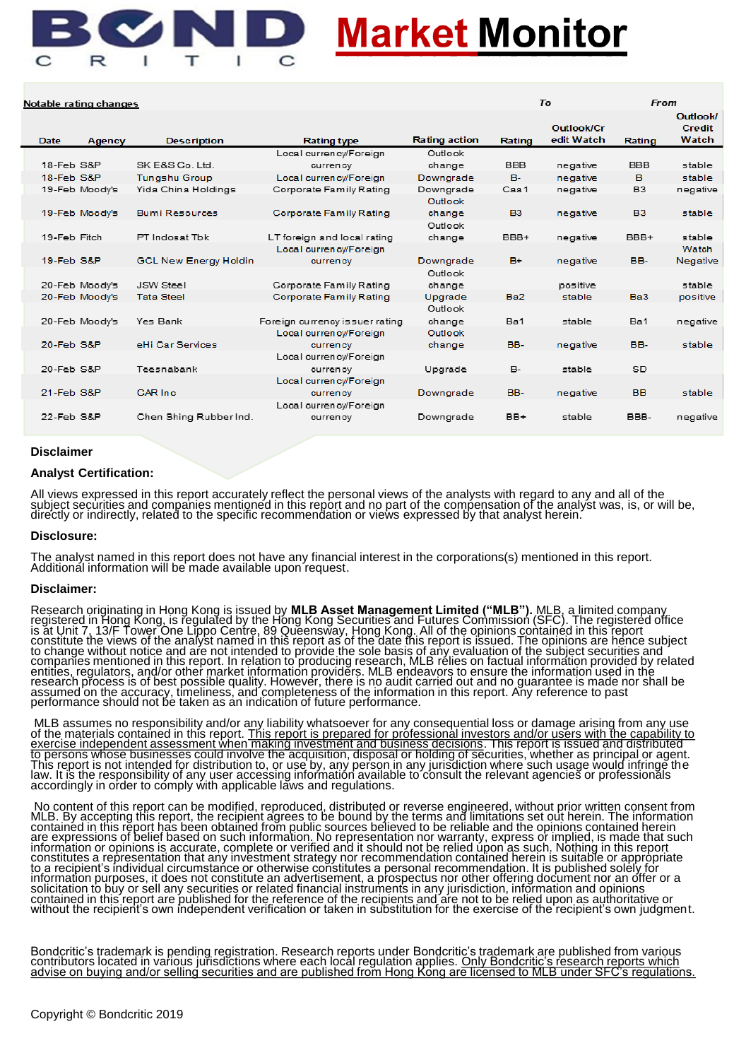**Notable rating changes**

| Date | Agency | Description | Rating type | Rating action | To Rating | To Outlook/Credit Watch | From Rating | From Outlook/Credit Watch |
|---|---|---|---|---|---|---|---|---|
| 18-Feb | S&P | SK E&S Co. Ltd. | Local currency/Foreign currency | Outlook change | BBB | negative | BBB | stable |
| 18-Feb | S&P | Tungshu Group | Local currency/Foreign | Downgrade | B- | negative | B | stable |
| 19-Feb | Moody's | Yida China Holdings | Corporate Family Rating | Downgrade | Caa1 | negative | B3 | negative |
| 19-Feb | Moody's | Bumi Resources | Corporate Family Rating | Outlook change | B3 | negative | B3 | stable |
| 19-Feb | Fitch | PT Indosat Tbk | LT foreign and local rating | Outlook change | BBB+ | negative | BBB+ | stable |
| 19-Feb | S&P | GCL New Energy Holdin | Local currency/Foreign currency | Downgrade | B+ | negative | BB- | Watch Negative |
| 20-Feb | Moody's | JSW Steel | Corporate Family Rating | Outlook change | | positive | | stable |
| 20-Feb | Moody's | Tata Steel | Corporate Family Rating | Upgrade | Ba2 | stable | Ba3 | positive |
| 20-Feb | Moody's | Yes Bank | Foreign currency issuer rating | Outlook change | Ba1 | stable | Ba1 | negative |
| 20-Feb | S&P | eHi Car Services | Local currency/Foreign currency | Outlook change | BB- | negative | BB- | stable |
| 20-Feb | S&P | Teesnabank | Local currency/Foreign currency | Upgrade | B- | stable | SD | |
| 21-Feb | S&P | CAR Inc | Local currency/Foreign currency | Downgrade | BB- | negative | BB | stable |
| 22-Feb | S&P | Chen Shing Rubber Ind. | Local currency/Foreign currency | Downgrade | BB+ | stable | BBB- | negative |

**Disclaimer**

**Analyst Certification:**

All views expressed in this report accurately reflect the personal views of the analysts with regard to any and all of the subject securities and companies mentioned in this report and no part of the compensation of the analyst was, is, or will be, directly or indirectly, related to the specific recommendation or views expressed by that analyst herein.

**Disclosure:**

The analyst named in this report does not have any financial interest in the corporations(s) mentioned in this report. Additional information will be made available upon request.

**Disclaimer:**

Research originating in Hong Kong is issued by **MLB Asset Management Limited ("MLB").** MLB, a limited company registered in Hong Kong, is regulated by the Hong Kong Securities and Futures Commission (SFC). The registered office is at Unit 7, 13/F Tower One Lippo Centre, 89 Queensway, Hong Kong. All of the opinions contained in this report constitute the views of the analyst named in this report as of the date this report is issued. The opinions are hence subject to change without notice and are not intended to provide the sole basis of any evaluation of the subject securities and companies mentioned in this report. In relation to producing research, MLB relies on factual information provided by related entities, regulators, and/or other market information providers. MLB endeavors to ensure the information used in the research process is of best possible quality. However, there is no audit carried out and no guarantee is made nor shall be assumed on the accuracy, timeliness, and completeness of the information in this report. Any reference to past performance should not be taken as an indication of future performance.

MLB assumes no responsibility and/or any liability whatsoever for any consequential loss or damage arising from any use of the materials contained in this report. This report is prepared for professional investors and/or users with the capability to exercise independent assessment when making investment and business decisions. This report is issued and distributed to persons whose businesses could involve the acquisition, disposal or holding of securities, whether as principal or agent. This report is not intended for distribution to, or use by, any person in any jurisdiction where such usage would infringe the law. It is the responsibility of any user accessing information available to consult the relevant agencies or professionals accordingly in order to comply with applicable laws and regulations.

No content of this report can be modified, reproduced, distributed or reverse engineered, without prior written consent from MLB. By accepting this report, the recipient agrees to be bound by the terms and limitations set out herein. The information contained in this report has been obtained from public sources believed to be reliable and the opinions contained herein are expressions of belief based on such information. No representation nor warranty, express or implied, is made that such information or opinions is accurate, complete or verified and it should not be relied upon as such. Nothing in this report constitutes a representation that any investment strategy nor recommendation contained herein is suitable or appropriate to a recipient's individual circumstance or otherwise constitutes a personal recommendation. It is published solely for information purposes, it does not constitute an advertisement, a prospectus nor other offering document nor an offer or a solicitation to buy or sell any securities or related financial instruments in any jurisdiction, information and opinions contained in this report are published for the reference of the recipients and are not to be relied upon as authoritative or without the recipient's own independent verification or taken in substitution for the exercise of the recipient's own judgment.

Bondcritic's trademark is pending registration. Research reports under Bondcritic's trademark are published from various contributors located in various jurisdictions where each local regulation applies. Only Bondcritic's research reports which advise on buying and/or selling securities and are published from Hong Kong are licensed to MLB under SFC's regulations.

Copyright © Bondcritic 2019